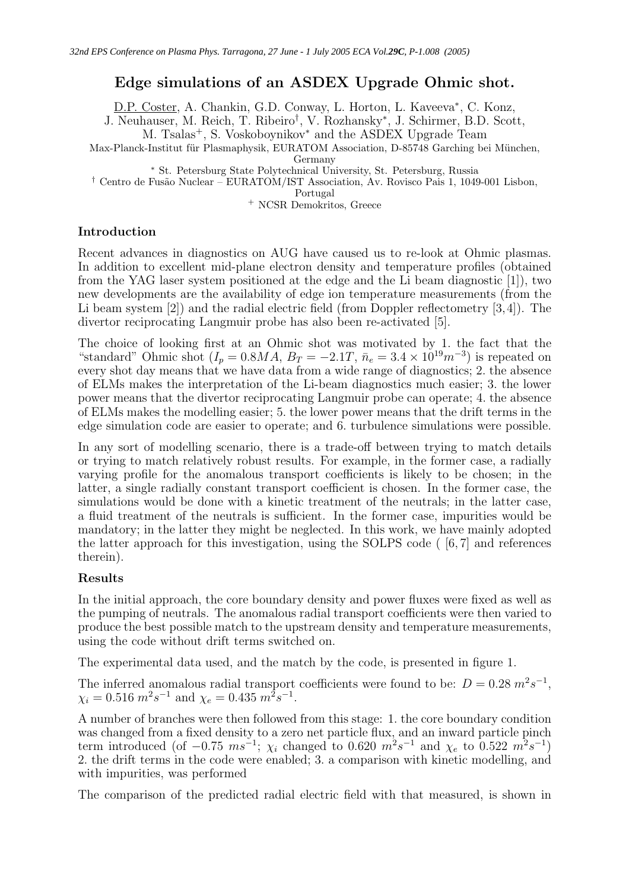# Edge simulations of an ASDEX Upgrade Ohmic shot.

D.P. Coster, A. Chankin, G.D. Conway, L. Horton, L. Kaveeva*, C. Konz, J. Neuhauser, M. Reich, T. Ribeiro†, V. Rozhansky*, J. Schirmer, B.D. Scott, M. Tsalas+, S. Voskoboynikov* and the ASDEX Upgrade Team

Max-Planck-Institut für Plasmaphysik, EURATOM Association, D-85748 Garching bei München, Germany

* St. Petersburg State Polytechnical University, St. Petersburg, Russia

† Centro de Fusão Nuclear – EURATOM/IST Association, Av. Rovisco Pais 1, 1049-001 Lisbon, Portugal

+ NCSR Demokritos, Greece

### Introduction

Recent advances in diagnostics on AUG have caused us to re-look at Ohmic plasmas. In addition to excellent mid-plane electron density and temperature profiles (obtained from the YAG laser system positioned at the edge and the Li beam diagnostic [1]), two new developments are the availability of edge ion temperature measurements (from the Li beam system [2]) and the radial electric field (from Doppler reflectometry [3,4]). The divertor reciprocating Langmuir probe has also been re-activated [5].

The choice of looking first at an Ohmic shot was motivated by 1. the fact that the "standard" Ohmic shot ($I_p = 0.8MA$, $B_T = -2.1T$, $\bar{n}_e = 3.4 \times 10^{19} m^{-3}$) is repeated on every shot day means that we have data from a wide range of diagnostics; 2. the absence of ELMs makes the interpretation of the Li-beam diagnostics much easier; 3. the lower power means that the divertor reciprocating Langmuir probe can operate; 4. the absence of ELMs makes the modelling easier; 5. the lower power means that the drift terms in the edge simulation code are easier to operate; and 6. turbulence simulations were possible.

In any sort of modelling scenario, there is a trade-off between trying to match details or trying to match relatively robust results. For example, in the former case, a radially varying profile for the anomalous transport coefficients is likely to be chosen; in the latter, a single radially constant transport coefficient is chosen. In the former case, the simulations would be done with a kinetic treatment of the neutrals; in the latter case, a fluid treatment of the neutrals is sufficient. In the former case, impurities would be mandatory; in the latter they might be neglected. In this work, we have mainly adopted the latter approach for this investigation, using the SOLPS code ( [6,7] and references therein).

### Results

In the initial approach, the core boundary density and power fluxes were fixed as well as the pumping of neutrals. The anomalous radial transport coefficients were then varied to produce the best possible match to the upstream density and temperature measurements, using the code without drift terms switched on.

The experimental data used, and the match by the code, is presented in figure 1.

The inferred anomalous radial transport coefficients were found to be: $D = 0.28\ m^2s^{-1}$, $\chi_i = 0.516\ m^2s^{-1}$ and $\chi_e = 0.435\ m^2s^{-1}$.

A number of branches were then followed from this stage: 1. the core boundary condition was changed from a fixed density to a zero net particle flux, and an inward particle pinch term introduced (of $-0.75\ ms^{-1}$; $\chi_i$ changed to $0.620\ m^2s^{-1}$ and $\chi_e$ to $0.522\ m^2s^{-1}$) 2. the drift terms in the code were enabled; 3. a comparison with kinetic modelling, and with impurities, was performed

The comparison of the predicted radial electric field with that measured, is shown in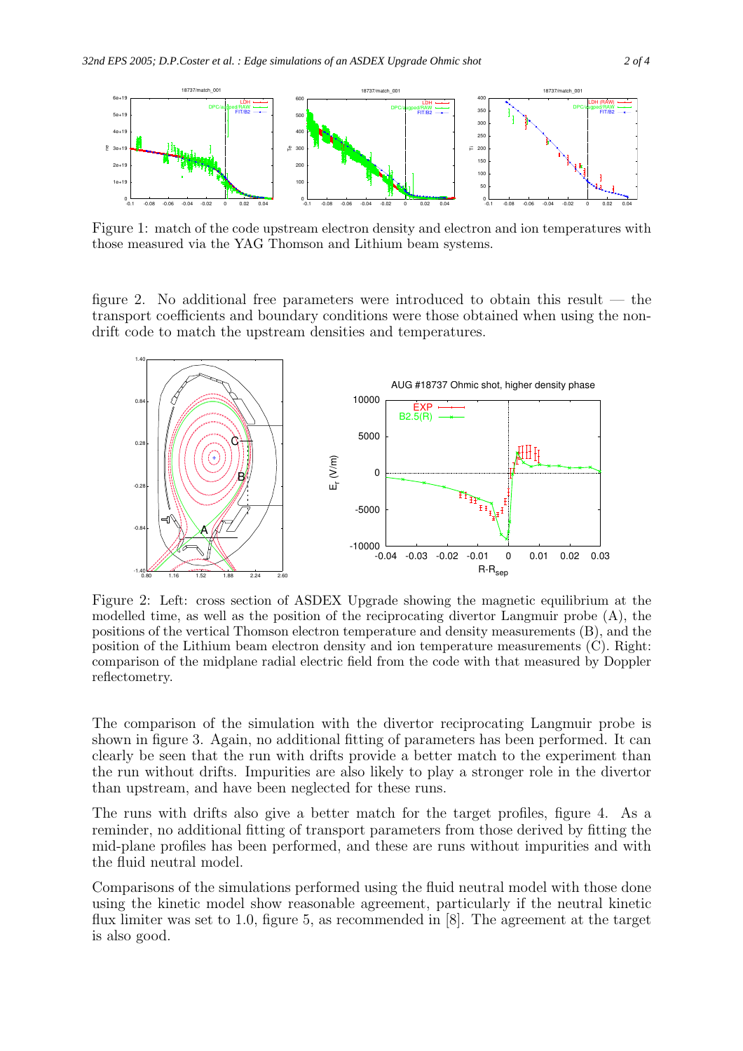Figure 1: match of the code upstream electron density and electron and ion temperatures with those measured via the YAG Thomson and Lithium beam systems.

figure 2. No additional free parameters were introduced to obtain this result — the transport coefficients and boundary conditions were those obtained when using the non-drift code to match the upstream densities and temperatures.

Figure 2: Left: cross section of ASDEX Upgrade showing the magnetic equilibrium at the modelled time, as well as the position of the reciprocating divertor Langmuir probe (A), the positions of the vertical Thomson electron temperature and density measurements (B), and the position of the Lithium beam electron density and ion temperature measurements (C). Right: comparison of the midplane radial electric field from the code with that measured by Doppler reflectometry.

The comparison of the simulation with the divertor reciprocating Langmuir probe is shown in figure 3. Again, no additional fitting of parameters has been performed. It can clearly be seen that the run with drifts provide a better match to the experiment than the run without drifts. Impurities are also likely to play a stronger role in the divertor than upstream, and have been neglected for these runs.

The runs with drifts also give a better match for the target profiles, figure 4. As a reminder, no additional fitting of transport parameters from those derived by fitting the mid-plane profiles has been performed, and these are runs without impurities and with the fluid neutral model.

Comparisons of the simulations performed using the fluid neutral model with those done using the kinetic model show reasonable agreement, particularly if the neutral kinetic flux limiter was set to 1.0, figure 5, as recommended in [8]. The agreement at the target is also good.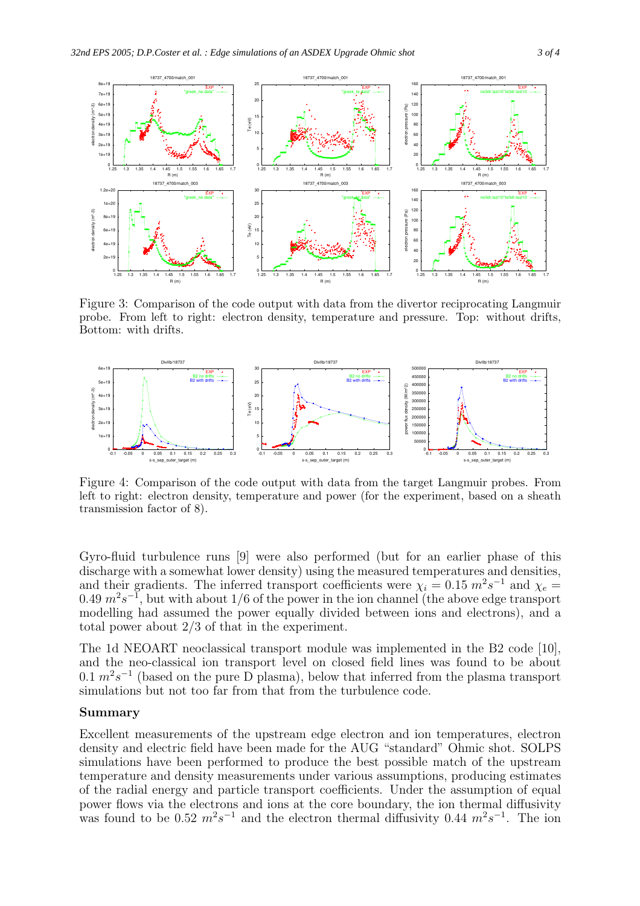Figure 3: Comparison of the code output with data from the divertor reciprocating Langmuir probe. From left to right: electron density, temperature and pressure. Top: without drifts, Bottom: with drifts.

Figure 4: Comparison of the code output with data from the target Langmuir probes. From left to right: electron density, temperature and power (for the experiment, based on a sheath transmission factor of 8).

Gyro-fluid turbulence runs [9] were also performed (but for an earlier phase of this discharge with a somewhat lower density) using the measured temperatures and densities, and their gradients. The inferred transport coefficients were $\chi_i = 0.15\ m^2s^{-1}$ and $\chi_e = 0.49\ m^2s^{-1}$, but with about 1/6 of the power in the ion channel (the above edge transport modelling had assumed the power equally divided between ions and electrons), and a total power about 2/3 of that in the experiment.

The 1d NEOART neoclassical transport module was implemented in the B2 code [10], and the neo-classical ion transport level on closed field lines was found to be about $0.1\ m^2s^{-1}$ (based on the pure D plasma), below that inferred from the plasma transport simulations but not too far from that from the turbulence code.

## Summary

Excellent measurements of the upstream edge electron and ion temperatures, electron density and electric field have been made for the AUG "standard" Ohmic shot. SOLPS simulations have been performed to produce the best possible match of the upstream temperature and density measurements under various assumptions, producing estimates of the radial energy and particle transport coefficients. Under the assumption of equal power flows via the electrons and ions at the core boundary, the ion thermal diffusivity was found to be $0.52\ m^2s^{-1}$ and the electron thermal diffusivity $0.44\ m^2s^{-1}$. The ion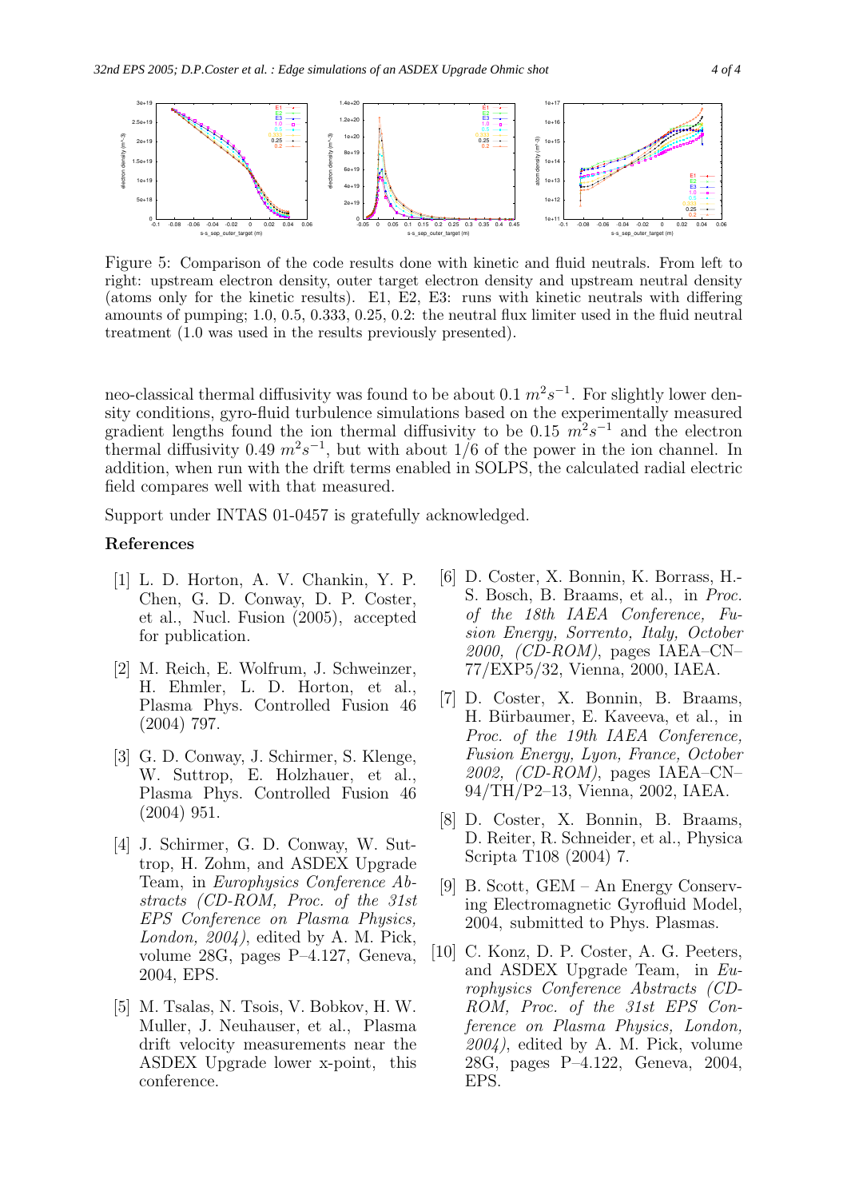3e+19
2.5e+19
2e+19
1.5e+19
1e+19
5e+18
0
-0.1 -0.08 -0.06 -0.04 -0.02 0 0.02 0.04 0.06
s-s_sep_outer_target (m)
electron density (m^-3)
E1
E2
E3
1.0
0.5
0.333
0.25
0.2

1.4e+20
1.2e+20
1e+20
8e+19
6e+19
4e+19
2e+19
0
-0.05 0 0.05 0.1 0.15 0.2 0.25 0.3 0.35 0.4 0.45
s-s_sep_outer_target (m)
electron density (m^-3)
E1
E2
E3
1.0
0.5
0.333
0.25
0.2

1e+17
1e+16
1e+15
1e+14
1e+13
1e+12
1e+11
-0.1 -0.08 -0.06 -0.04 -0.02 0 0.02 0.04 0.06
s-s_sep_outer_target (m)
atom density (m^-3)
E1
E2
E3
1.0
0.5
0.333
0.25
0.2

Figure 5: Comparison of the code results done with kinetic and fluid neutrals. From left to right: upstream electron density, outer target electron density and upstream neutral density (atoms only for the kinetic results). E1, E2, E3: runs with kinetic neutrals with differing amounts of pumping; 1.0, 0.5, 0.333, 0.25, 0.2: the neutral flux limiter used in the fluid neutral treatment (1.0 was used in the results previously presented).

neo-classical thermal diffusivity was found to be about 0.1 $m^2s^{-1}$. For slightly lower density conditions, gyro-fluid turbulence simulations based on the experimentally measured gradient lengths found the ion thermal diffusivity to be 0.15 $m^2s^{-1}$ and the electron thermal diffusivity 0.49 $m^2s^{-1}$, but with about 1/6 of the power in the ion channel. In addition, when run with the drift terms enabled in SOLPS, the calculated radial electric field compares well with that measured.

Support under INTAS 01-0457 is gratefully acknowledged.

## References

[1] L. D. Horton, A. V. Chankin, Y. P. Chen, G. D. Conway, D. P. Coster, et al., Nucl. Fusion (2005), accepted for publication.

[2] M. Reich, E. Wolfrum, J. Schweinzer, H. Ehmler, L. D. Horton, et al., Plasma Phys. Controlled Fusion 46 (2004) 797.

[3] G. D. Conway, J. Schirmer, S. Klenge, W. Suttrop, E. Holzhauer, et al., Plasma Phys. Controlled Fusion 46 (2004) 951.

[4] J. Schirmer, G. D. Conway, W. Suttrop, H. Zohm, and ASDEX Upgrade Team, in *Europhysics Conference Abstracts (CD-ROM, Proc. of the 31st EPS Conference on Plasma Physics, London, 2004)*, edited by A. M. Pick, volume 28G, pages P–4.127, Geneva, 2004, EPS.

[5] M. Tsalas, N. Tsois, V. Bobkov, H. W. Muller, J. Neuhauser, et al., Plasma drift velocity measurements near the ASDEX Upgrade lower x-point, this conference.

[6] D. Coster, X. Bonnin, K. Borrass, H.-S. Bosch, B. Braams, et al., in *Proc. of the 18th IAEA Conference, Fusion Energy, Sorrento, Italy, October 2000, (CD-ROM)*, pages IAEA–CN–77/EXP5/32, Vienna, 2000, IAEA.

[7] D. Coster, X. Bonnin, B. Braams, H. Bürbaumer, E. Kaveeva, et al., in *Proc. of the 19th IAEA Conference, Fusion Energy, Lyon, France, October 2002, (CD-ROM)*, pages IAEA–CN–94/TH/P2–13, Vienna, 2002, IAEA.

[8] D. Coster, X. Bonnin, B. Braams, D. Reiter, R. Schneider, et al., Physica Scripta T108 (2004) 7.

[9] B. Scott, GEM – An Energy Conserving Electromagnetic Gyrofluid Model, 2004, submitted to Phys. Plasmas.

[10] C. Konz, D. P. Coster, A. G. Peeters, and ASDEX Upgrade Team, in *Europhysics Conference Abstracts (CD-ROM, Proc. of the 31st EPS Conference on Plasma Physics, London, 2004)*, edited by A. M. Pick, volume 28G, pages P–4.122, Geneva, 2004, EPS.